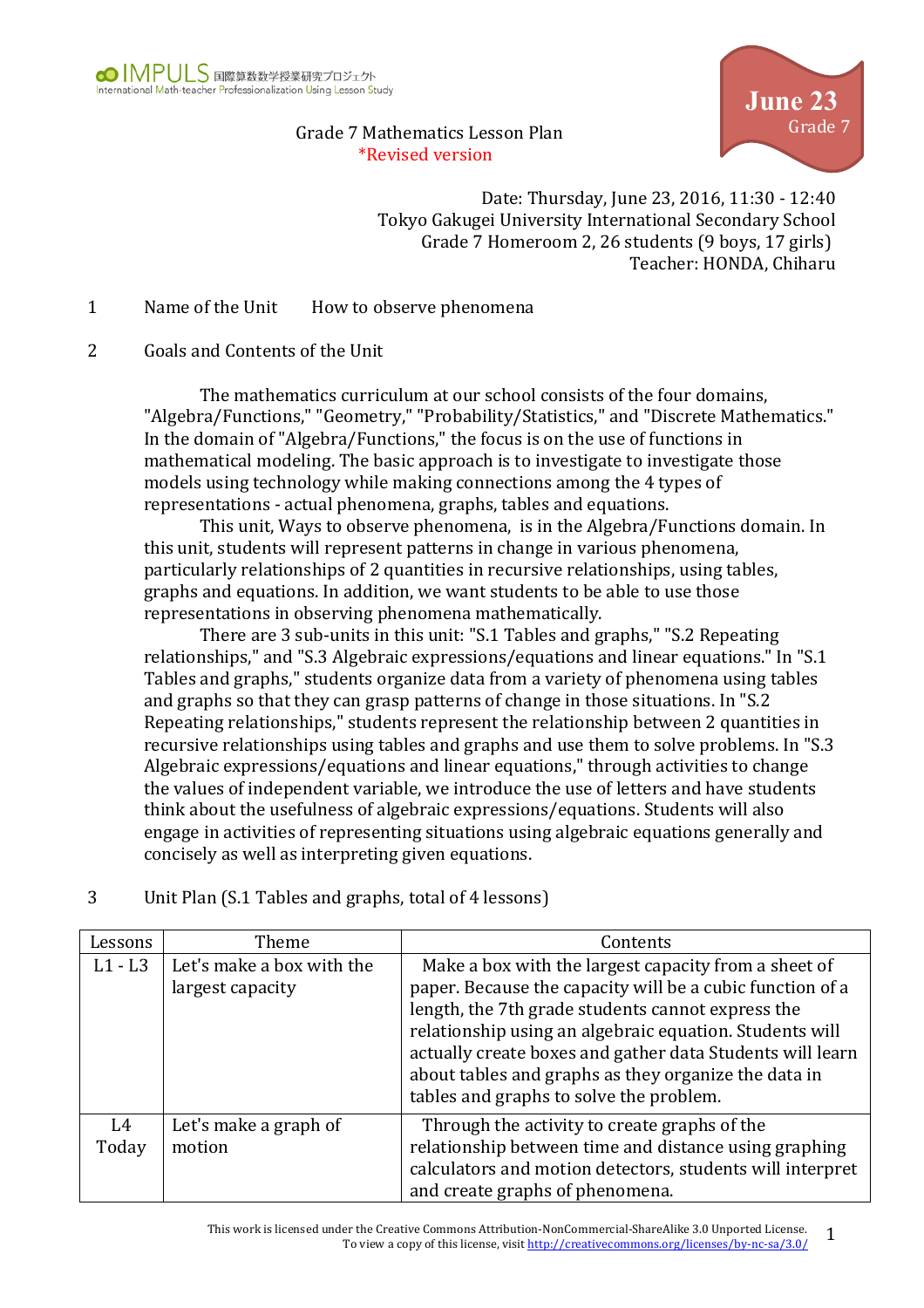Grade 7 Mathematics Lesson Plan
*Revised version

June 23
Grade 7

Date: Thursday, June 23, 2016, 11:30 - 12:40
Tokyo Gakugei University International Secondary School
Grade 7 Homeroom 2, 26 students (9 boys, 17 girls)
Teacher: HONDA, Chiharu

## 1 Name of the Unit How to observe phenomena

## 2 Goals and Contents of the Unit

The mathematics curriculum at our school consists of the four domains, "Algebra/Functions," "Geometry," "Probability/Statistics," and "Discrete Mathematics." In the domain of "Algebra/Functions," the focus is on the use of functions in mathematical modeling. The basic approach is to investigate to investigate those models using technology while making connections among the 4 types of representations - actual phenomena, graphs, tables and equations.

This unit, Ways to observe phenomena, is in the Algebra/Functions domain. In this unit, students will represent patterns in change in various phenomena, particularly relationships of 2 quantities in recursive relationships, using tables, graphs and equations. In addition, we want students to be able to use those representations in observing phenomena mathematically.

There are 3 sub-units in this unit: "S.1 Tables and graphs," "S.2 Repeating relationships," and "S.3 Algebraic expressions/equations and linear equations." In "S.1 Tables and graphs," students organize data from a variety of phenomena using tables and graphs so that they can grasp patterns of change in those situations. In "S.2 Repeating relationships," students represent the relationship between 2 quantities in recursive relationships using tables and graphs and use them to solve problems. In "S.3 Algebraic expressions/equations and linear equations," through activities to change the values of independent variable, we introduce the use of letters and have students think about the usefulness of algebraic expressions/equations. Students will also engage in activities of representing situations using algebraic equations generally and concisely as well as interpreting given equations.

## 3 Unit Plan (S.1 Tables and graphs, total of 4 lessons)

| Lessons | Theme | Contents |
|---|---|---|
| L1 - L3 | Let's make a box with the largest capacity | Make a box with the largest capacity from a sheet of paper. Because the capacity will be a cubic function of a length, the 7th grade students cannot express the relationship using an algebraic equation. Students will actually create boxes and gather data Students will learn about tables and graphs as they organize the data in tables and graphs to solve the problem. |
| L4 Today | Let's make a graph of motion | Through the activity to create graphs of the relationship between time and distance using graphing calculators and motion detectors, students will interpret and create graphs of phenomena. |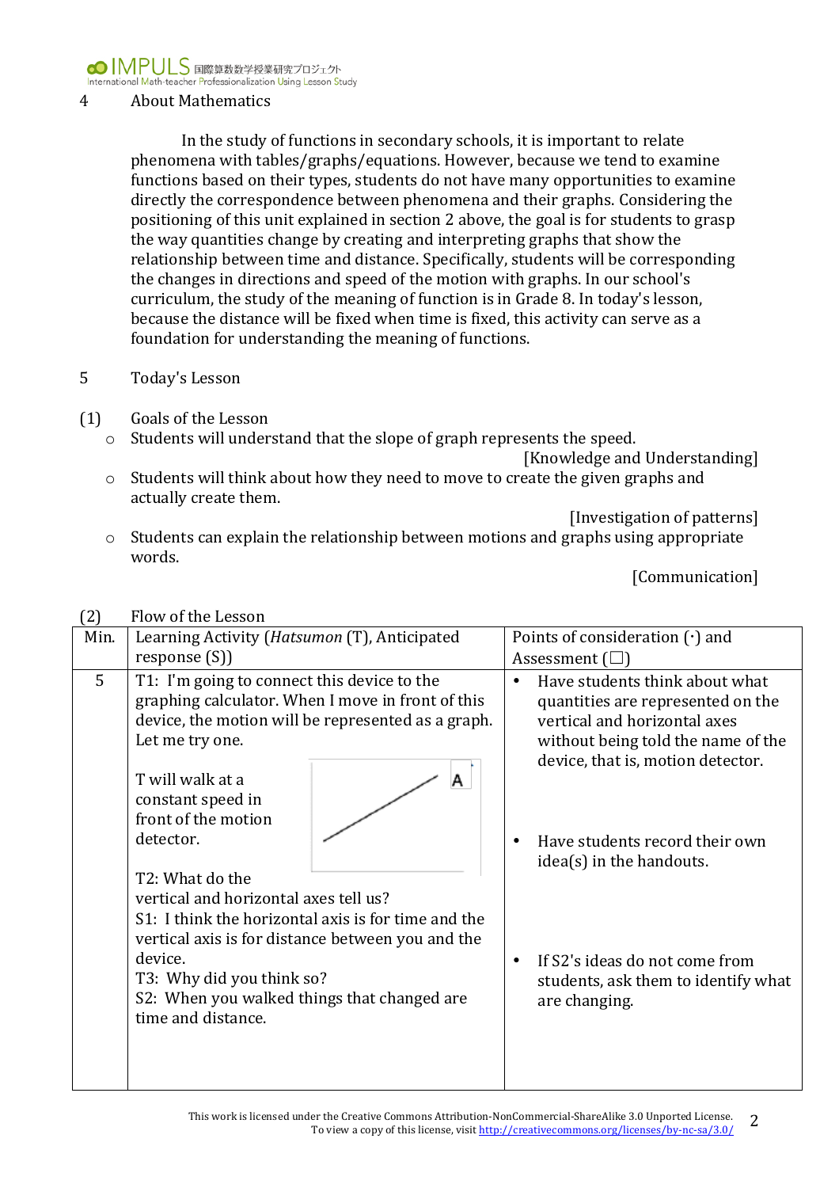4 About Mathematics

In the study of functions in secondary schools, it is important to relate phenomena with tables/graphs/equations. However, because we tend to examine functions based on their types, students do not have many opportunities to examine directly the correspondence between phenomena and their graphs. Considering the positioning of this unit explained in section 2 above, the goal is for students to grasp the way quantities change by creating and interpreting graphs that show the relationship between time and distance. Specifically, students will be corresponding the changes in directions and speed of the motion with graphs. In our school's curriculum, the study of the meaning of function is in Grade 8. In today's lesson, because the distance will be fixed when time is fixed, this activity can serve as a foundation for understanding the meaning of functions.

5 Today's Lesson

(1) Goals of the Lesson

- ○ Students will understand that the slope of graph represents the speed. [Knowledge and Understanding]
- ○ Students will think about how they need to move to create the given graphs and actually create them. [Investigation of patterns]
- ○ Students can explain the relationship between motions and graphs using appropriate words. [Communication]

(2) Flow of the Lesson

| Min. | Learning Activity (*Hatsumon* (T), Anticipated response (S)) | Points of consideration (·) and Assessment (☐) |
|---|---|---|
| 5 | T1: I'm going to connect this device to the graphing calculator. When I move in front of this device, the motion will be represented as a graph. Let me try one.<br><br>T will walk at a constant speed in front of the motion detector. [Graph A]<br><br>T2: What do the vertical and horizontal axes tell us?<br>S1: I think the horizontal axis is for time and the vertical axis is for distance between you and the device.<br>T3: Why did you think so?<br>S2: When you walked things that changed are time and distance. | • Have students think about what quantities are represented on the vertical and horizontal axes without being told the name of the device, that is, motion detector.<br><br>• Have students record their own idea(s) in the handouts.<br><br>• If S2's ideas do not come from students, ask them to identify what are changing. |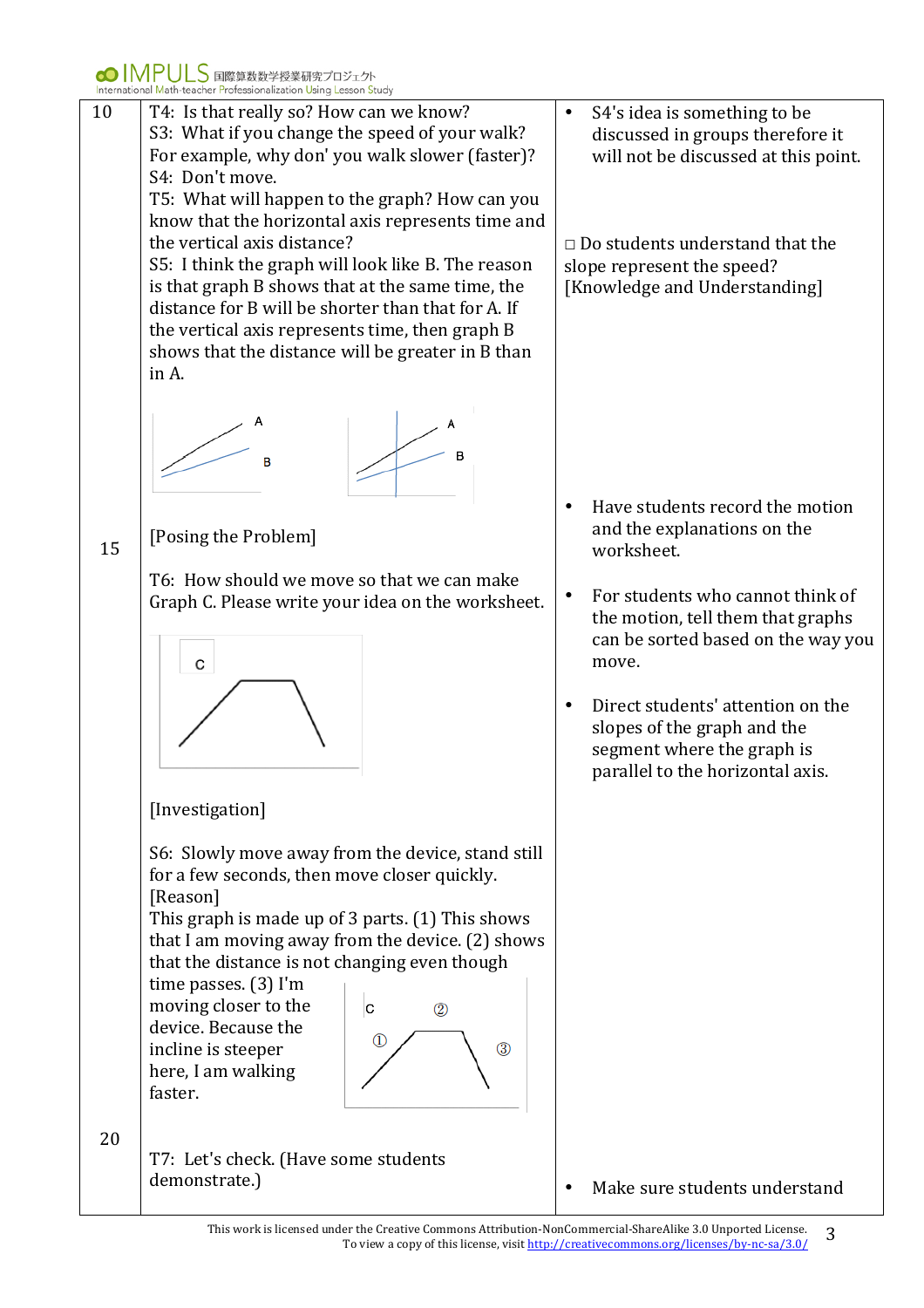| | | |
|---|---|---|
| 10 | T4: Is that really so? How can we know?<br>S3: What if you change the speed of your walk? For example, why don' you walk slower (faster)?<br>S4: Don't move.<br>T5: What will happen to the graph? How can you know that the horizontal axis represents time and the vertical axis distance?<br>S5: I think the graph will look like B. The reason is that graph B shows that at the same time, the distance for B will be shorter than that for A. If the vertical axis represents time, then graph B shows that the distance will be greater in B than in A. | • S4's idea is something to be discussed in groups therefore it will not be discussed at this point.<br><br>□ Do students understand that the slope represent the speed? [Knowledge and Understanding] |
| 15 | [Posing the Problem]<br><br>T6: How should we move so that we can make Graph C. Please write your idea on the worksheet. | • Have students record the motion and the explanations on the worksheet.<br><br>• For students who cannot think of the motion, tell them that graphs can be sorted based on the way you move.<br><br>• Direct students' attention on the slopes of the graph and the segment where the graph is parallel to the horizontal axis. |
| | [Investigation]<br><br>S6: Slowly move away from the device, stand still for a few seconds, then move closer quickly.<br>[Reason]<br>This graph is made up of 3 parts. (1) This shows that I am moving away from the device. (2) shows that the distance is not changing even though time passes. (3) I'm moving closer to the device. Because the incline is steeper here, I am walking faster. | |
| 20 | T7: Let's check. (Have some students demonstrate.) | • Make sure students understand |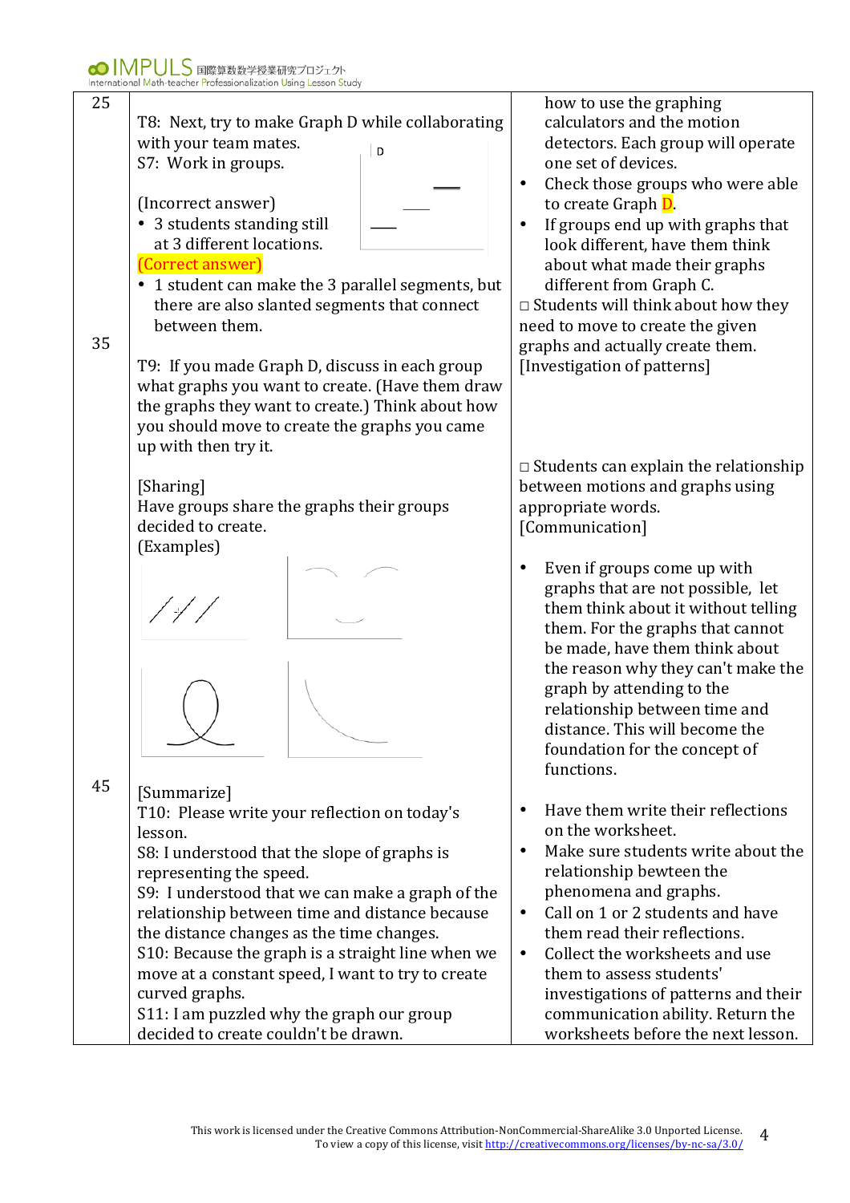| | | |
|---|---|---|
| 25 | T8: Next, try to make Graph D while collaborating with your team mates.<br>S7: Work in groups.<br><br>(Incorrect answer)<br>• 3 students standing still at 3 different locations.<br>(Correct answer)<br>• 1 student can make the 3 parallel segments, but there are also slanted segments that connect between them. | how to use the graphing calculators and the motion detectors. Each group will operate one set of devices.<br>• Check those groups who were able to create Graph D.<br>• If groups end up with graphs that look different, have them think about what made their graphs different from Graph C.<br>□ Students will think about how they need to move to create the given graphs and actually create them.<br>[Investigation of patterns] |
| 35 | T9: If you made Graph D, discuss in each group what graphs you want to create. (Have them draw the graphs they want to create.) Think about how you should move to create the graphs you came up with then try it.<br><br>[Sharing]<br>Have groups share the graphs their groups decided to create.<br>(Examples) | □ Students can explain the relationship between motions and graphs using appropriate words.<br>[Communication]<br><br>• Even if groups come up with graphs that are not possible, let them think about it without telling them. For the graphs that cannot be made, have them think about the reason why they can't make the graph by attending to the relationship between time and distance. This will become the foundation for the concept of functions. |
| 45 | [Summarize]<br>T10: Please write your reflection on today's lesson.<br>S8: I understood that the slope of graphs is representing the speed.<br>S9: I understood that we can make a graph of the relationship between time and distance because the distance changes as the time changes.<br>S10: Because the graph is a straight line when we move at a constant speed, I want to try to create curved graphs.<br>S11: I am puzzled why the graph our group decided to create couldn't be drawn. | • Have them write their reflections on the worksheet.<br>• Make sure students write about the relationship bewteen the phenomena and graphs.<br>• Call on 1 or 2 students and have them read their reflections.<br>• Collect the worksheets and use them to assess students' investigations of patterns and their communication ability. Return the worksheets before the next lesson. |

This work is licensed under the Creative Commons Attribution-NonCommercial-ShareAlike 3.0 Unported License. To view a copy of this license, visit http://creativecommons.org/licenses/by-nc-sa/3.0/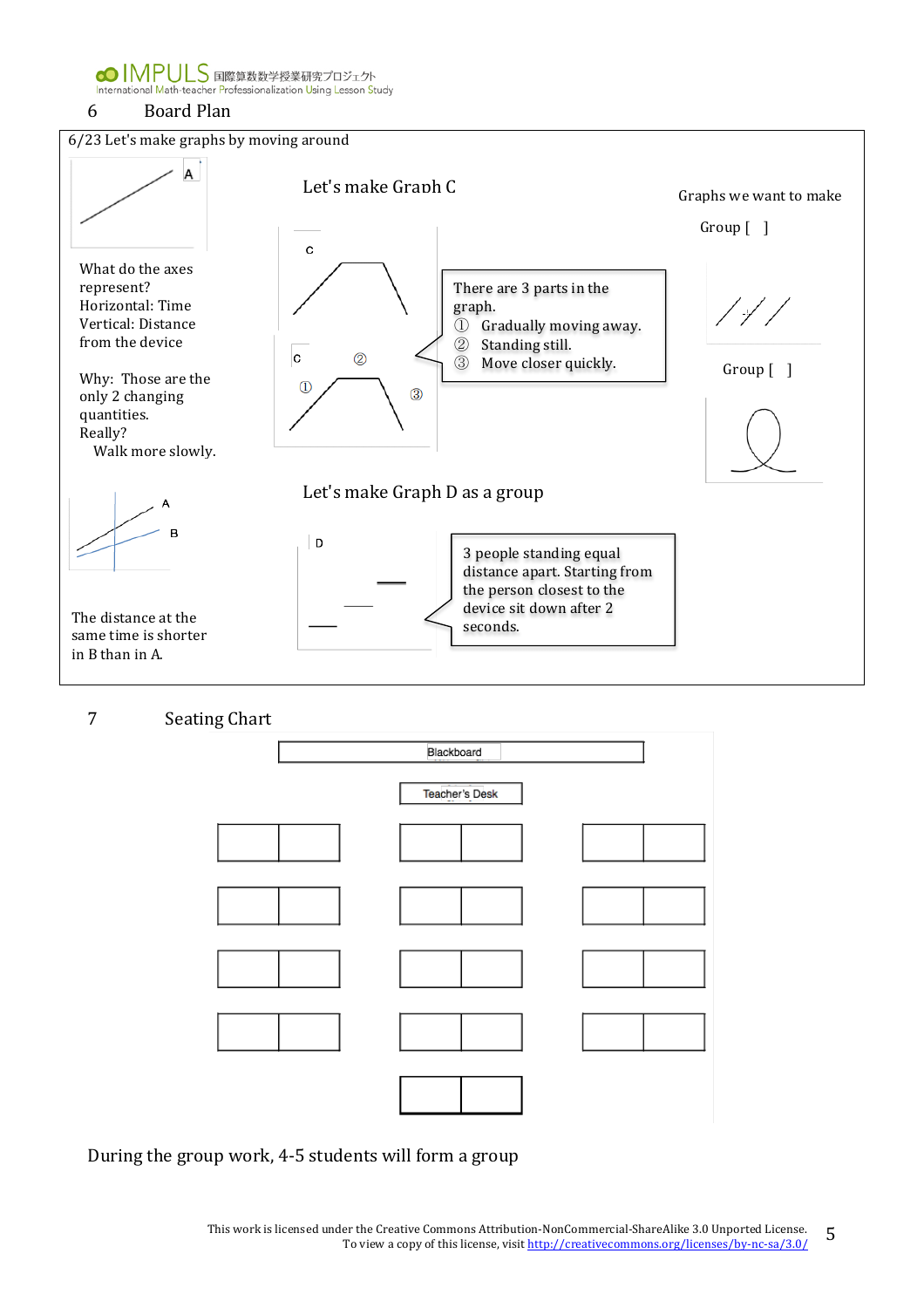## 6 Board Plan

6/23 Let's make graphs by moving around

A

What do the axes represent?
Horizontal: Time
Vertical: Distance from the device

Why: Those are the only 2 changing quantities.
Really?
Walk more slowly.

A

B

The distance at the same time is shorter in B than in A.

Let's make Graph C

C

C ② ① ③

There are 3 parts in the graph.
① Gradually moving away.
② Standing still.
③ Move closer quickly.

Let's make Graph D as a group

D

3 people standing equal distance apart. Starting from the person closest to the device sit down after 2 seconds.

Graphs we want to make

Group [ ]

Group [ ]

## 7 Seating Chart

Blackboard

Teacher's Desk

During the group work, 4-5 students will form a group

This work is licensed under the Creative Commons Attribution-NonCommercial-ShareAlike 3.0 Unported License. To view a copy of this license, visit http://creativecommons.org/licenses/by-nc-sa/3.0/